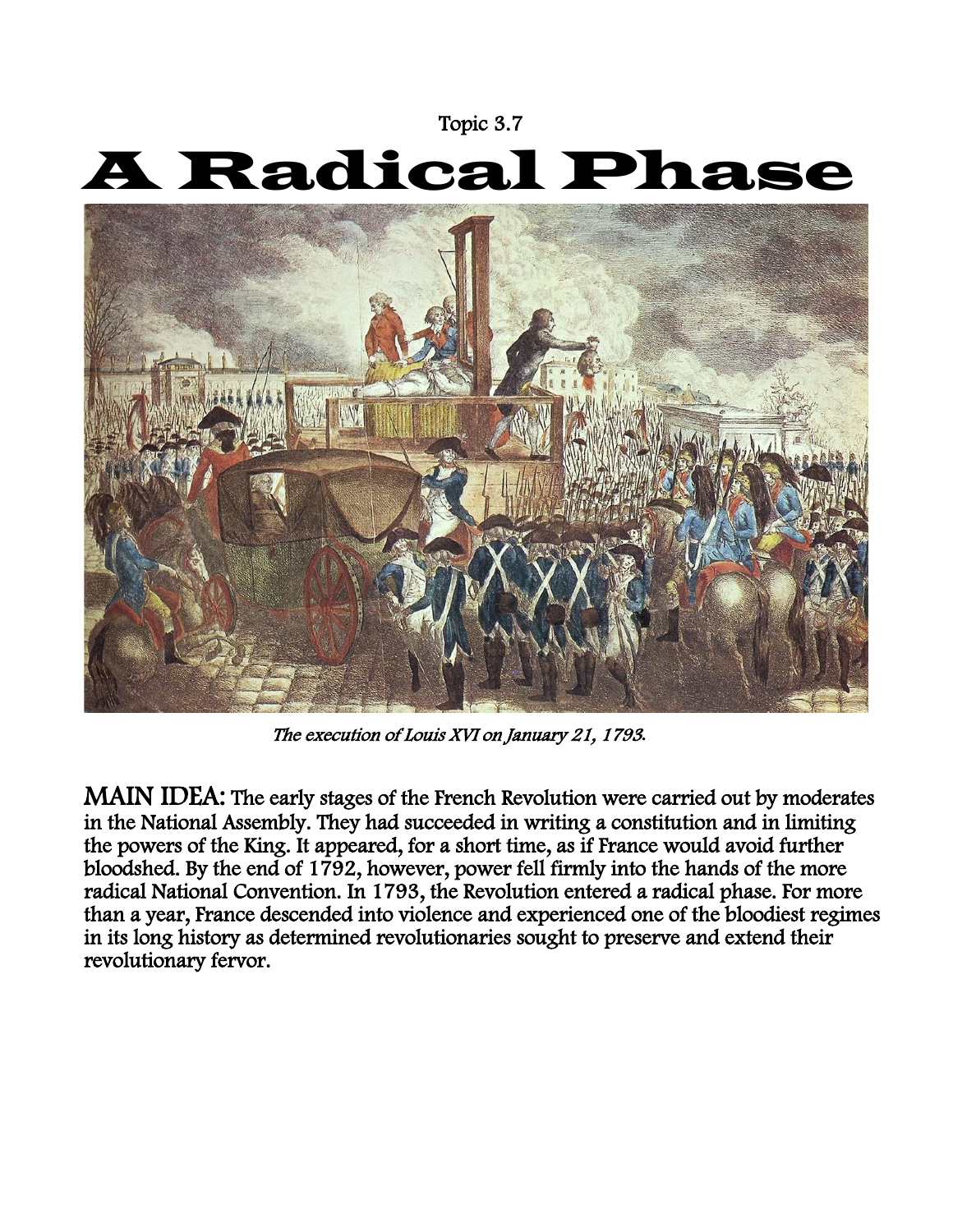Topic 3.7

# A Radical Phase

*The execution of Louis XVI on January 21, 1793.*

**MAIN IDEA:** The early stages of the French Revolution were carried out by moderates in the National Assembly. They had succeeded in writing a constitution and in limiting the powers of the King. It appeared, for a short time, as if France would avoid further bloodshed. By the end of 1792, however, power fell firmly into the hands of the more radical National Convention. In 1793, the Revolution entered a radical phase. For more than a year, France descended into violence and experienced one of the bloodiest regimes in its long history as determined revolutionaries sought to preserve and extend their revolutionary fervor.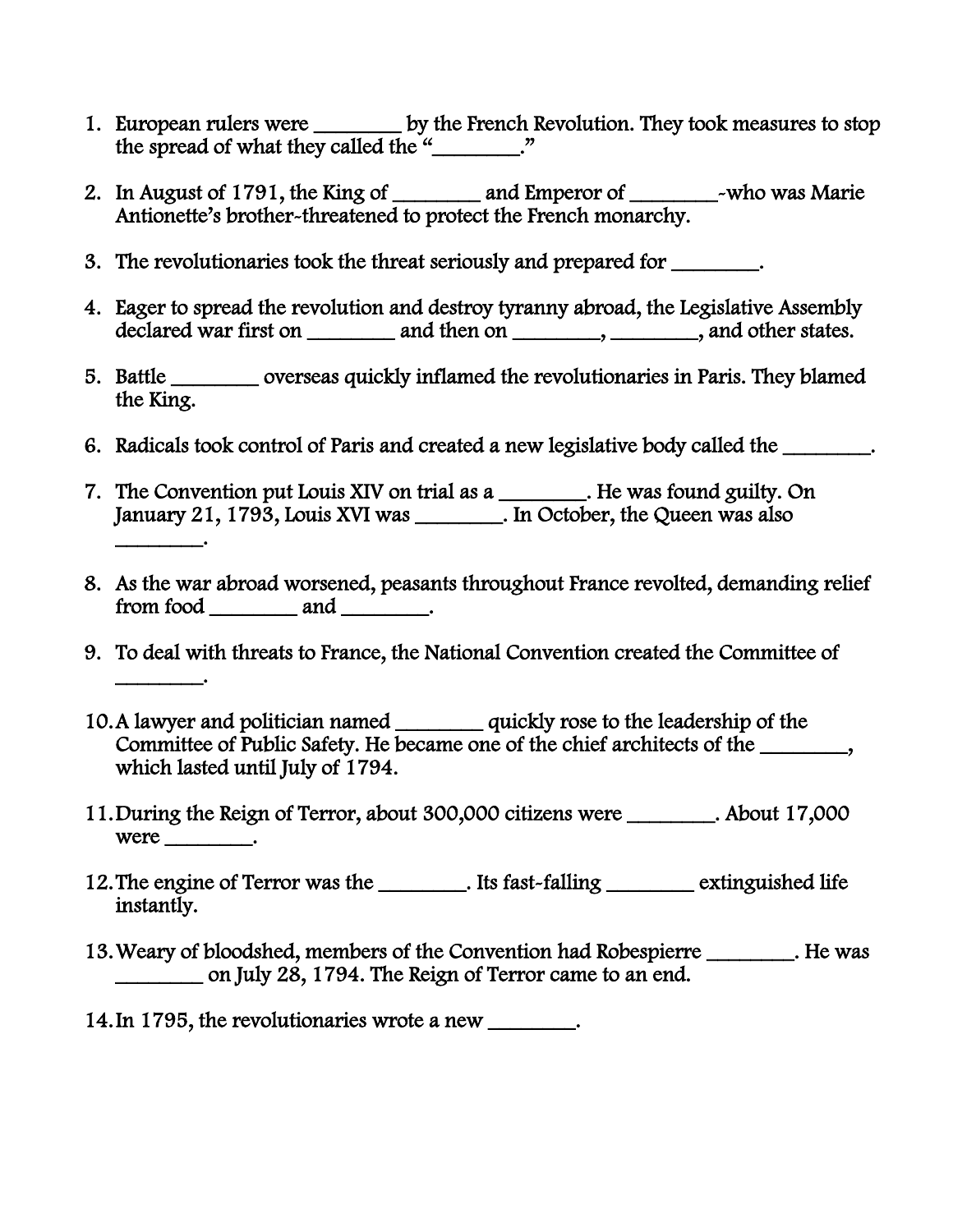1. European rulers were ________ by the French Revolution. They took measures to stop the spread of what they called the "________."

2. In August of 1791, the King of ________ and Emperor of ________-who was Marie Antionette's brother-threatened to protect the French monarchy.

3. The revolutionaries took the threat seriously and prepared for ________.

4. Eager to spread the revolution and destroy tyranny abroad, the Legislative Assembly declared war first on ________ and then on ________, ________, and other states.

5. Battle ________ overseas quickly inflamed the revolutionaries in Paris. They blamed the King.

6. Radicals took control of Paris and created a new legislative body called the ________.

7. The Convention put Louis XIV on trial as a ________. He was found guilty. On January 21, 1793, Louis XVI was ________. In October, the Queen was also ________.

8. As the war abroad worsened, peasants throughout France revolted, demanding relief from food ________ and ________.

9. To deal with threats to France, the National Convention created the Committee of ________.

10. A lawyer and politician named ________ quickly rose to the leadership of the Committee of Public Safety. He became one of the chief architects of the ________, which lasted until July of 1794.

11. During the Reign of Terror, about 300,000 citizens were ________. About 17,000 were ________.

12. The engine of Terror was the ________. Its fast-falling ________ extinguished life instantly.

13. Weary of bloodshed, members of the Convention had Robespierre ________. He was ________ on July 28, 1794. The Reign of Terror came to an end.

14. In 1795, the revolutionaries wrote a new ________.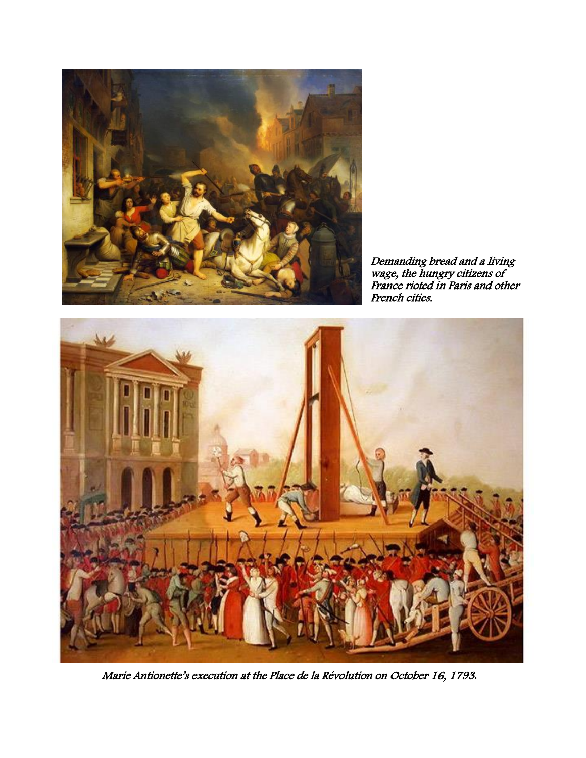*Demanding bread and a living wage, the hungry citizens of France rioted in Paris and other French cities.*

*Marie Antionette's execution at the Place de la Révolution on October 16, 1793.*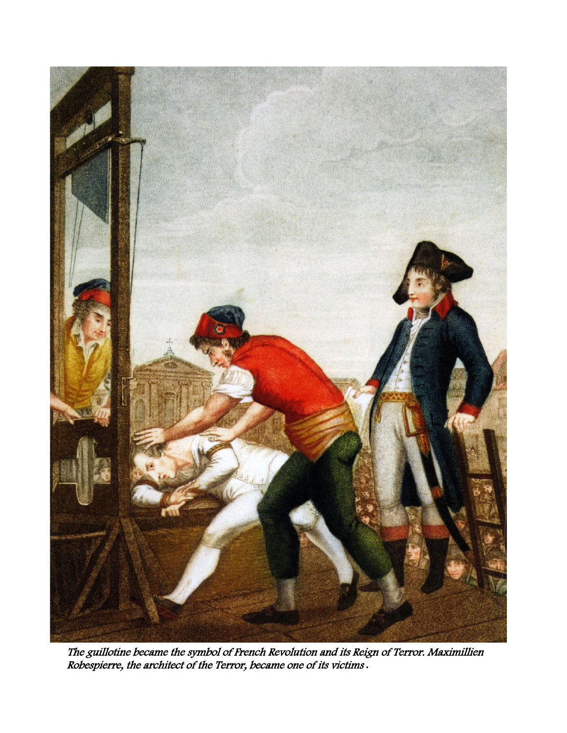*The guillotine became the symbol of French Revolution and its Reign of Terror. Maximillien Robespierre, the architect of the Terror, became one of its victims .*